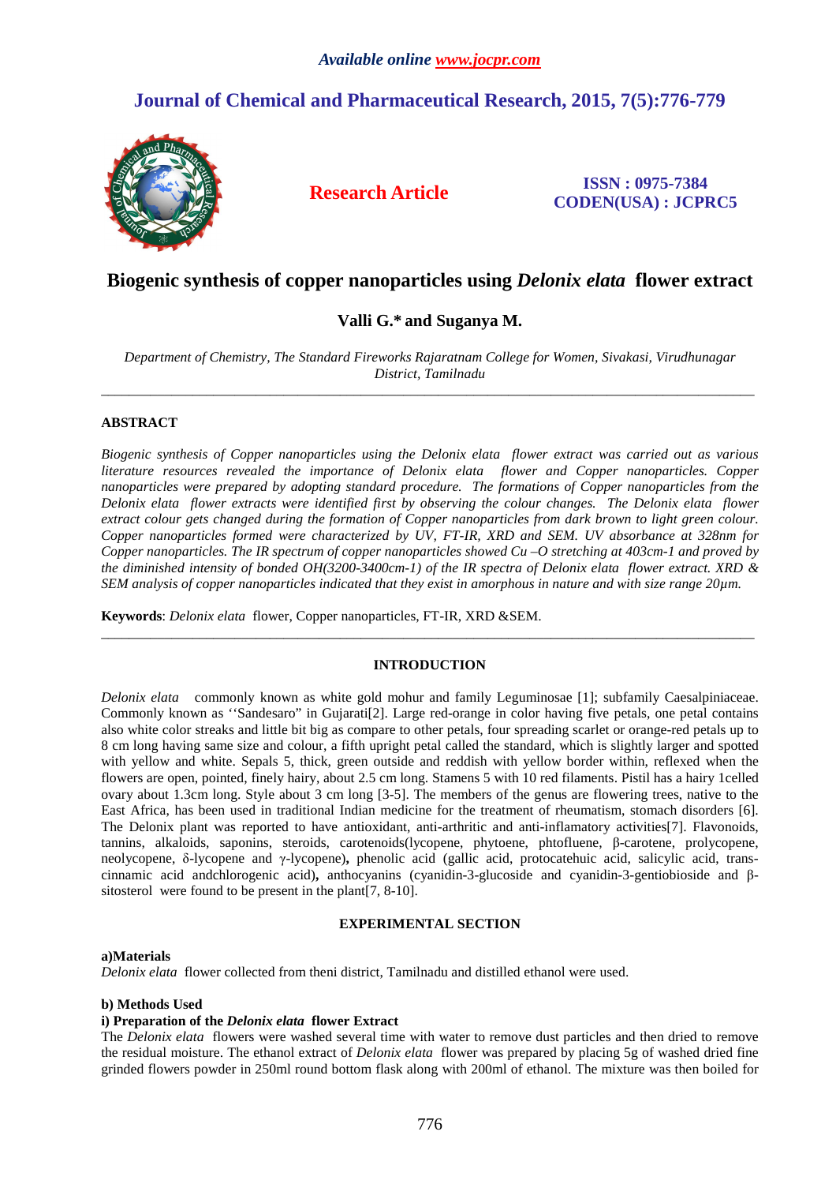# Biogenic synthesis of copper nanoparticles using *Delonix elata* flower extract

**Valli G.\* and Suganya M.**

*Department of Chemistry, The Standard Fireworks Rajaratnam College for Women, Sivakasi, Virudhunagar District, Tamilnadu*

---

## ABSTRACT

*Biogenic synthesis of Copper nanoparticles using the Delonix elata flower extract was carried out as various literature resources revealed the importance of Delonix elata flower and Copper nanoparticles. Copper nanoparticles were prepared by adopting standard procedure. The formations of Copper nanoparticles from the Delonix elata flower extracts were identified first by observing the colour changes. The Delonix elata flower extract colour gets changed during the formation of Copper nanoparticles from dark brown to light green colour. Copper nanoparticles formed were characterized by UV, FT-IR, XRD and SEM. UV absorbance at 328nm for Copper nanoparticles. The IR spectrum of copper nanoparticles showed Cu –O stretching at 403cm-1 and proved by the diminished intensity of bonded OH(3200-3400cm-1) of the IR spectra of Delonix elata flower extract. XRD & SEM analysis of copper nanoparticles indicated that they exist in amorphous in nature and with size range 20µm.*

**Keywords**: *Delonix elata* flower, Copper nanoparticles, FT-IR, XRD &SEM.

---

## INTRODUCTION

*Delonix elata* commonly known as white gold mohur and family Leguminosae [1]; subfamily Caesalpiniaceae. Commonly known as ''Sandesaro" in Gujarati[2]. Large red-orange in color having five petals, one petal contains also white color streaks and little bit big as compare to other petals, four spreading scarlet or orange-red petals up to 8 cm long having same size and colour, a fifth upright petal called the standard, which is slightly larger and spotted with yellow and white. Sepals 5, thick, green outside and reddish with yellow border within, reflexed when the flowers are open, pointed, finely hairy, about 2.5 cm long. Stamens 5 with 10 red filaments. Pistil has a hairy 1celled ovary about 1.3cm long. Style about 3 cm long [3-5]. The members of the genus are flowering trees, native to the East Africa, has been used in traditional Indian medicine for the treatment of rheumatism, stomach disorders [6]. The Delonix plant was reported to have antioxidant, anti-arthritic and anti-inflamatory activities[7]. Flavonoids, tannins, alkaloids, saponins, steroids, carotenoids(lycopene, phytoene, phtofluene, β-carotene, prolycopene, neolycopene, δ-lycopene and γ-lycopene)**,** phenolic acid (gallic acid, protocatehuic acid, salicylic acid, trans-cinnamic acid andchlorogenic acid)**,** anthocyanins (cyanidin-3-glucoside and cyanidin-3-gentiobioside and β-sitosterol were found to be present in the plant[7, 8-10].

## EXPERIMENTAL SECTION

**a)Materials**

*Delonix elata* flower collected from theni district, Tamilnadu and distilled ethanol were used.

**b) Methods Used**

**i) Preparation of the *Delonix elata* flower Extract**

The *Delonix elata* flowers were washed several time with water to remove dust particles and then dried to remove the residual moisture. The ethanol extract of *Delonix elata* flower was prepared by placing 5g of washed dried fine grinded flowers powder in 250ml round bottom flask along with 200ml of ethanol. The mixture was then boiled for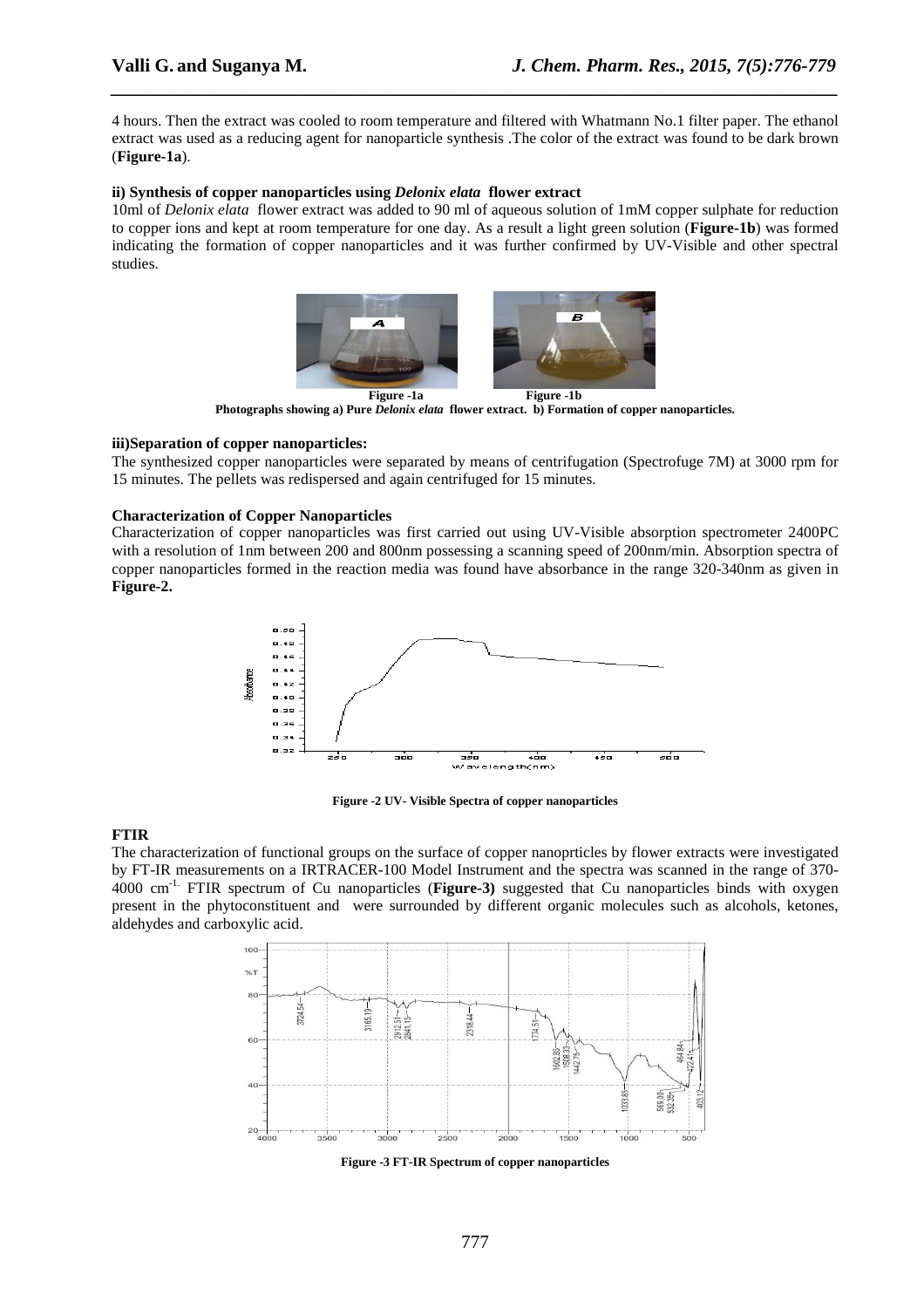4 hours. Then the extract was cooled to room temperature and filtered with Whatmann No.1 filter paper. The ethanol extract was used as a reducing agent for nanoparticle synthesis .The color of the extract was found to be dark brown (**Figure-1a**).

#### ii) Synthesis of copper nanoparticles using *Delonix elata* flower extract

10ml of *Delonix elata* flower extract was added to 90 ml of aqueous solution of 1mM copper sulphate for reduction to copper ions and kept at room temperature for one day. As a result a light green solution (**Figure-1b**) was formed indicating the formation of copper nanoparticles and it was further confirmed by UV-Visible and other spectral studies.

**Figure -1a Figure -1b**

**Photographs showing a) Pure *Delonix elata* flower extract. b) Formation of copper nanoparticles.**

#### iii)Separation of copper nanoparticles:

The synthesized copper nanoparticles were separated by means of centrifugation (Spectrofuge 7M) at 3000 rpm for 15 minutes. The pellets was redispersed and again centrifuged for 15 minutes.

#### Characterization of Copper Nanoparticles

Characterization of copper nanoparticles was first carried out using UV-Visible absorption spectrometer 2400PC with a resolution of 1nm between 200 and 800nm possessing a scanning speed of 200nm/min. Absorption spectra of copper nanoparticles formed in the reaction media was found have absorbance in the range 320-340nm as given in **Figure-2.**

**Figure -2 UV- Visible Spectra of copper nanoparticles**

#### FTIR

The characterization of functional groups on the surface of copper nanoprticles by flower extracts were investigated by FT-IR measurements on a IRTRACER-100 Model Instrument and the spectra was scanned in the range of 370-4000 $cm^{-1}$. FTIR spectrum of Cu nanoparticles (**Figure-3)** suggested that Cu nanoparticles binds with oxygen present in the phytoconstituent and were surrounded by different organic molecules such as alcohols, ketones, aldehydes and carboxylic acid.

**Figure -3 FT-IR Spectrum of copper nanoparticles**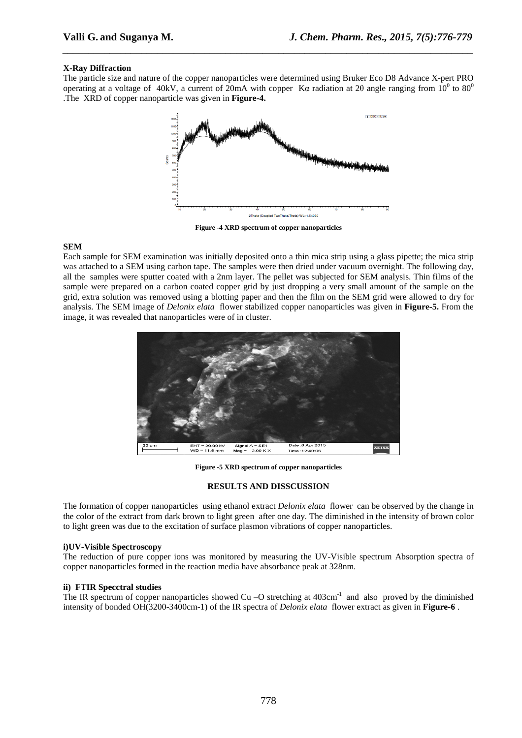**X-Ray Diffraction**

The particle size and nature of the copper nanoparticles were determined using Bruker Eco D8 Advance X-pert PRO operating at a voltage of 40kV, a current of 20mA with copper Kα radiation at 2θ angle ranging from $10^0$ to $80^0$ .The XRD of copper nanoparticle was given in **Figure-4.**

**Figure -4 XRD spectrum of copper nanoparticles**

**SEM**

Each sample for SEM examination was initially deposited onto a thin mica strip using a glass pipette; the mica strip was attached to a SEM using carbon tape. The samples were then dried under vacuum overnight. The following day, all the samples were sputter coated with a 2nm layer. The pellet was subjected for SEM analysis. Thin films of the sample were prepared on a carbon coated copper grid by just dropping a very small amount of the sample on the grid, extra solution was removed using a blotting paper and then the film on the SEM grid were allowed to dry for analysis. The SEM image of *Delonix elata* flower stabilized copper nanoparticles was given in **Figure-5.** From the image, it was revealed that nanoparticles were of in cluster.

**Figure -5 XRD spectrum of copper nanoparticles**

## RESULTS AND DISSCUSSION

The formation of copper nanoparticles using ethanol extract *Delonix elata* flower can be observed by the change in the color of the extract from dark brown to light green after one day. The diminished in the intensity of brown color to light green was due to the excitation of surface plasmon vibrations of copper nanoparticles.

**i)UV-Visible Spectroscopy**

The reduction of pure copper ions was monitored by measuring the UV-Visible spectrum Absorption spectra of copper nanoparticles formed in the reaction media have absorbance peak at 328nm.

**ii) FTIR Specctral studies**

The IR spectrum of copper nanoparticles showed Cu –O stretching at $403cm^{-1}$ and also proved by the diminished intensity of bonded OH(3200-3400cm-1) of the IR spectra of *Delonix elata* flower extract as given in **Figure-6** .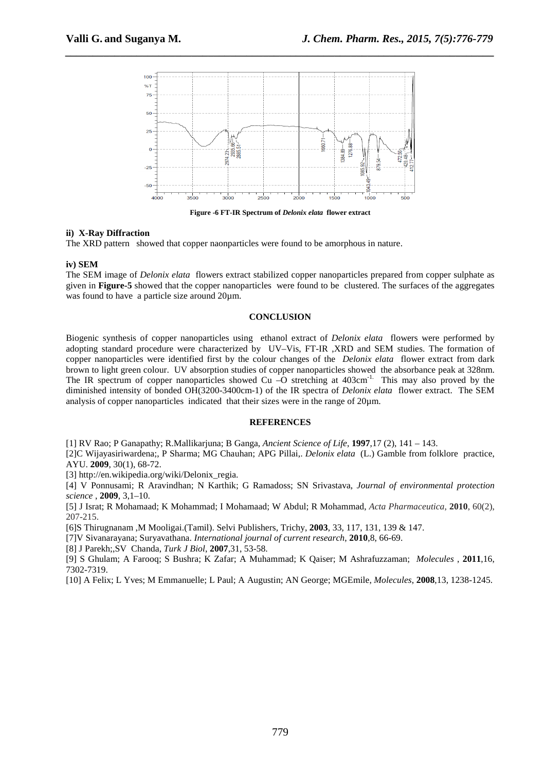100
%T
75
50
25
0
-25
-50
4000
3500
3000
2500
2000
1500
1000
500
2974.23
2935.66
2885.51
1660.71
1384.89
1276.88
1085.92
1043.49
879.54
472.56
420.48
412.77

**Figure -6 FT-IR Spectrum of *Delonix elata* flower extract**

### ii) X-Ray Diffraction

The XRD pattern showed that copper naonparticles were found to be amorphous in nature.

### iv) SEM

The SEM image of *Delonix elata* flowers extract stabilized copper nanoparticles prepared from copper sulphate as given in **Figure-5** showed that the copper nanoparticles were found to be clustered. The surfaces of the aggregates was found to have a particle size around 20µm.

## CONCLUSION

Biogenic synthesis of copper nanoparticles using ethanol extract of *Delonix elata* flowers were performed by adopting standard procedure were characterized by UV–Vis, FT-IR ,XRD and SEM studies. The formation of copper nanoparticles were identified first by the colour changes of the *Delonix elata* flower extract from dark brown to light green colour. UV absorption studies of copper nanoparticles showed the absorbance peak at 328nm. The IR spectrum of copper nanoparticles showed Cu –O stretching at $403cm^{-1.}$ This may also proved by the diminished intensity of bonded OH(3200-3400cm-1) of the IR spectra of *Delonix elata* flower extract. The SEM analysis of copper nanoparticles indicated that their sizes were in the range of 20µm.

## REFERENCES

[1] RV Rao; P Ganapathy; R.Mallikarjuna; B Ganga, *Ancient Science of Life*, **1997**,17 (2), 141 – 143.

[2]C Wijayasiriwardena;, P Sharma; MG Chauhan; APG Pillai,. *Delonix elata* (L.) Gamble from folklore practice, AYU. **2009**, 30(1), 68-72.

[3] http://en.wikipedia.org/wiki/Delonix_regia.

[4] V Ponnusami; R Aravindhan; N Karthik; G Ramadoss; SN Srivastava, *Journal of environmental protection science* , **2009**, 3,1–10.

[5] J Israt; R Mohamaad; K Mohammad; I Mohamaad; W Abdul; R Mohammad, *Acta Pharmaceutica*, **2010**, 60(2), 207-215.

[6]S Thirugnanam ,M Mooligai.(Tamil). Selvi Publishers, Trichy, **2003**, 33, 117, 131, 139 & 147.

[7]V Sivanarayana; Suryavathana. *International journal of current research*, **2010**,8, 66-69.

[8] J Parekh;,SV Chanda, *Turk J Biol*, **2007**,31, 53-58.

[9] S Ghulam; A Farooq; S Bushra; K Zafar; A Muhammad; K Qaiser; M Ashrafuzzaman; *Molecules* , **2011**,16, 7302-7319.

[10] A Felix; L Yves; M Emmanuelle; L Paul; A Augustin; AN George; MGEmile, *Molecules*, **2008**,13, 1238-1245.